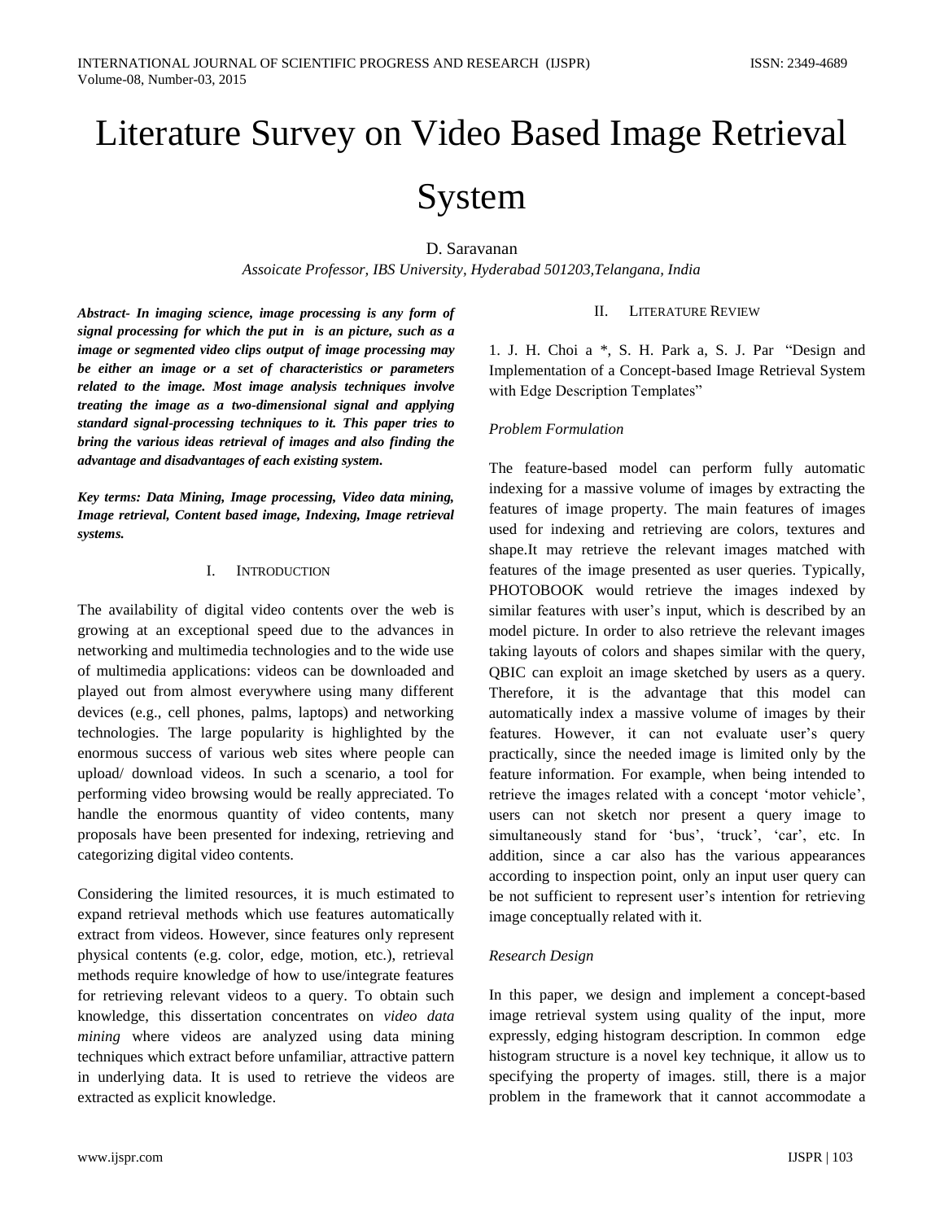# Literature Survey on Video Based Image Retrieval System

D. Saravanan

*Assoicate Professor, IBS University, Hyderabad 501203,Telangana, India*

***Abstract- In imaging science, image processing is any form of signal processing for which the put in is an picture, such as a image or segmented video clips output of image processing may be either an image or a set of characteristics or parameters related to the image. Most image analysis techniques involve treating the image as a two-dimensional signal and applying standard signal-processing techniques to it. This paper tries to bring the various ideas retrieval of images and also finding the advantage and disadvantages of each existing system.***

***Key terms: Data Mining, Image processing, Video data mining, Image retrieval, Content based image, Indexing, Image retrieval systems.***

## I. Introduction

The availability of digital video contents over the web is growing at an exceptional speed due to the advances in networking and multimedia technologies and to the wide use of multimedia applications: videos can be downloaded and played out from almost everywhere using many different devices (e.g., cell phones, palms, laptops) and networking technologies. The large popularity is highlighted by the enormous success of various web sites where people can upload/ download videos. In such a scenario, a tool for performing video browsing would be really appreciated. To handle the enormous quantity of video contents, many proposals have been presented for indexing, retrieving and categorizing digital video contents.

Considering the limited resources, it is much estimated to expand retrieval methods which use features automatically extract from videos. However, since features only represent physical contents (e.g. color, edge, motion, etc.), retrieval methods require knowledge of how to use/integrate features for retrieving relevant videos to a query. To obtain such knowledge, this dissertation concentrates on *video data mining* where videos are analyzed using data mining techniques which extract before unfamiliar, attractive pattern in underlying data. It is used to retrieve the videos are extracted as explicit knowledge.

## II. Literature Review

1. J. H. Choi a *, S. H. Park a, S. J. Par "Design and Implementation of a Concept-based Image Retrieval System with Edge Description Templates"

*Problem Formulation*

The feature-based model can perform fully automatic indexing for a massive volume of images by extracting the features of image property. The main features of images used for indexing and retrieving are colors, textures and shape.It may retrieve the relevant images matched with features of the image presented as user queries. Typically, PHOTOBOOK would retrieve the images indexed by similar features with user's input, which is described by an model picture. In order to also retrieve the relevant images taking layouts of colors and shapes similar with the query, QBIC can exploit an image sketched by users as a query. Therefore, it is the advantage that this model can automatically index a massive volume of images by their features. However, it can not evaluate user's query practically, since the needed image is limited only by the feature information. For example, when being intended to retrieve the images related with a concept 'motor vehicle', users can not sketch nor present a query image to simultaneously stand for 'bus', 'truck', 'car', etc. In addition, since a car also has the various appearances according to inspection point, only an input user query can be not sufficient to represent user's intention for retrieving image conceptually related with it.

*Research Design*

In this paper, we design and implement a concept-based image retrieval system using quality of the input, more expressly, edging histogram description. In common edge histogram structure is a novel key technique, it allow us to specifying the property of images. still, there is a major problem in the framework that it cannot accommodate a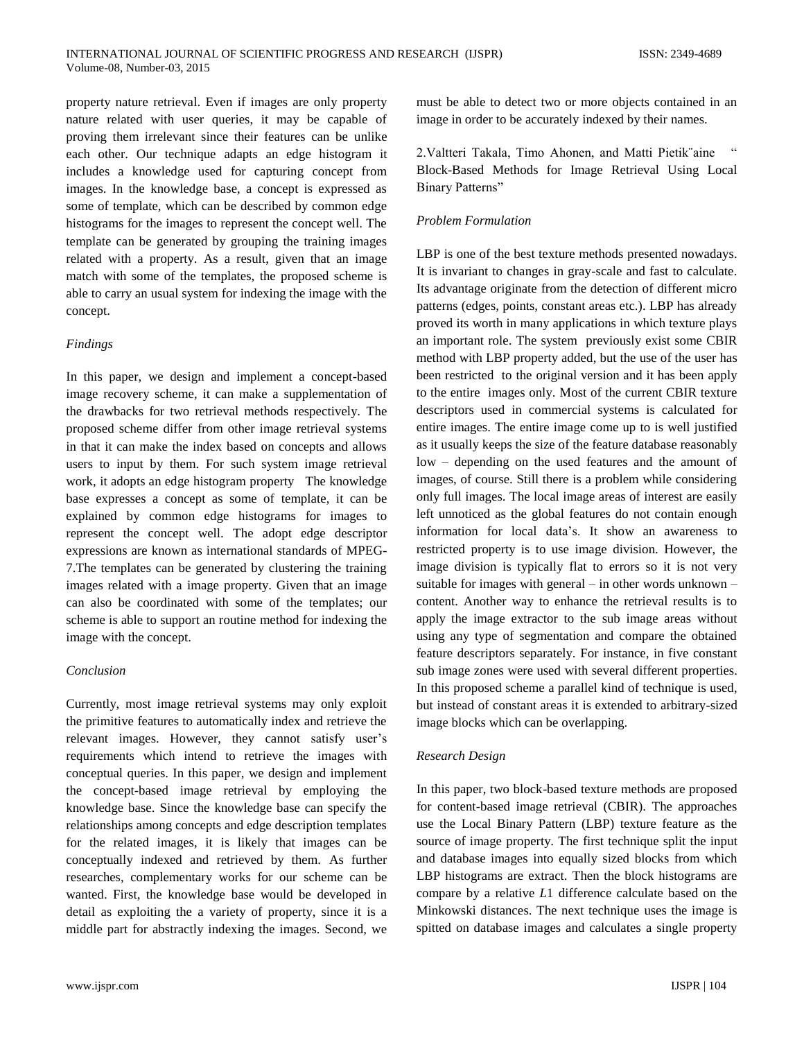property nature retrieval. Even if images are only property nature related with user queries, it may be capable of proving them irrelevant since their features can be unlike each other. Our technique adapts an edge histogram it includes a knowledge used for capturing concept from images. In the knowledge base, a concept is expressed as some of template, which can be described by common edge histograms for the images to represent the concept well. The template can be generated by grouping the training images related with a property. As a result, given that an image match with some of the templates, the proposed scheme is able to carry an usual system for indexing the image with the concept.

*Findings*

In this paper, we design and implement a concept-based image recovery scheme, it can make a supplementation of the drawbacks for two retrieval methods respectively. The proposed scheme differ from other image retrieval systems in that it can make the index based on concepts and allows users to input by them. For such system image retrieval work, it adopts an edge histogram property The knowledge base expresses a concept as some of template, it can be explained by common edge histograms for images to represent the concept well. The adopt edge descriptor expressions are known as international standards of MPEG-7.The templates can be generated by clustering the training images related with a image property. Given that an image can also be coordinated with some of the templates; our scheme is able to support an routine method for indexing the image with the concept.

*Conclusion*

Currently, most image retrieval systems may only exploit the primitive features to automatically index and retrieve the relevant images. However, they cannot satisfy user's requirements which intend to retrieve the images with conceptual queries. In this paper, we design and implement the concept-based image retrieval by employing the knowledge base. Since the knowledge base can specify the relationships among concepts and edge description templates for the related images, it is likely that images can be conceptually indexed and retrieved by them. As further researches, complementary works for our scheme can be wanted. First, the knowledge base would be developed in detail as exploiting the a variety of property, since it is a middle part for abstractly indexing the images. Second, we must be able to detect two or more objects contained in an image in order to be accurately indexed by their names.

2.Valtteri Takala, Timo Ahonen, and Matti Pietik¨aine " Block-Based Methods for Image Retrieval Using Local Binary Patterns"

*Problem Formulation*

LBP is one of the best texture methods presented nowadays. It is invariant to changes in gray-scale and fast to calculate. Its advantage originate from the detection of different micro patterns (edges, points, constant areas etc.). LBP has already proved its worth in many applications in which texture plays an important role. The system previously exist some CBIR method with LBP property added, but the use of the user has been restricted to the original version and it has been apply to the entire images only. Most of the current CBIR texture descriptors used in commercial systems is calculated for entire images. The entire image come up to is well justified as it usually keeps the size of the feature database reasonably low – depending on the used features and the amount of images, of course. Still there is a problem while considering only full images. The local image areas of interest are easily left unnoticed as the global features do not contain enough information for local data's. It show an awareness to restricted property is to use image division. However, the image division is typically flat to errors so it is not very suitable for images with general – in other words unknown – content. Another way to enhance the retrieval results is to apply the image extractor to the sub image areas without using any type of segmentation and compare the obtained feature descriptors separately. For instance, in five constant sub image zones were used with several different properties. In this proposed scheme a parallel kind of technique is used, but instead of constant areas it is extended to arbitrary-sized image blocks which can be overlapping.

*Research Design*

In this paper, two block-based texture methods are proposed for content-based image retrieval (CBIR). The approaches use the Local Binary Pattern (LBP) texture feature as the source of image property. The first technique split the input and database images into equally sized blocks from which LBP histograms are extract. Then the block histograms are compare by a relative $L1$ difference calculate based on the Minkowski distances. The next technique uses the image is spitted on database images and calculates a single property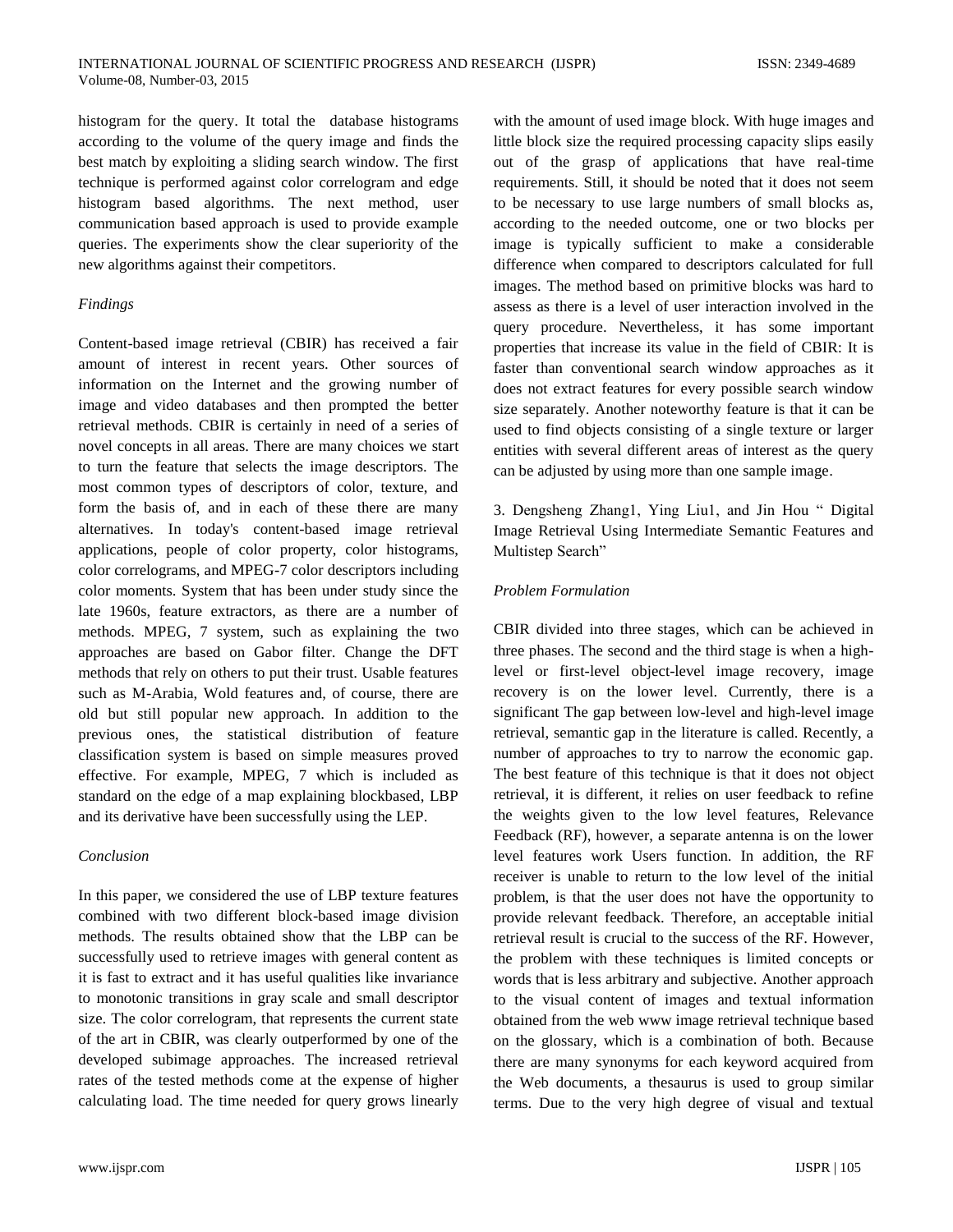histogram for the query. It total the database histograms according to the volume of the query image and finds the best match by exploiting a sliding search window. The first technique is performed against color correlogram and edge histogram based algorithms. The next method, user communication based approach is used to provide example queries. The experiments show the clear superiority of the new algorithms against their competitors.

*Findings*

Content-based image retrieval (CBIR) has received a fair amount of interest in recent years. Other sources of information on the Internet and the growing number of image and video databases and then prompted the better retrieval methods. CBIR is certainly in need of a series of novel concepts in all areas. There are many choices we start to turn the feature that selects the image descriptors. The most common types of descriptors of color, texture, and form the basis of, and in each of these there are many alternatives. In today's content-based image retrieval applications, people of color property, color histograms, color correlograms, and MPEG-7 color descriptors including color moments. System that has been under study since the late 1960s, feature extractors, as there are a number of methods. MPEG, 7 system, such as explaining the two approaches are based on Gabor filter. Change the DFT methods that rely on others to put their trust. Usable features such as M-Arabia, Wold features and, of course, there are old but still popular new approach. In addition to the previous ones, the statistical distribution of feature classification system is based on simple measures proved effective. For example, MPEG, 7 which is included as standard on the edge of a map explaining blockbased, LBP and its derivative have been successfully using the LEP.

*Conclusion*

In this paper, we considered the use of LBP texture features combined with two different block-based image division methods. The results obtained show that the LBP can be successfully used to retrieve images with general content as it is fast to extract and it has useful qualities like invariance to monotonic transitions in gray scale and small descriptor size. The color correlogram, that represents the current state of the art in CBIR, was clearly outperformed by one of the developed subimage approaches. The increased retrieval rates of the tested methods come at the expense of higher calculating load. The time needed for query grows linearly with the amount of used image block. With huge images and little block size the required processing capacity slips easily out of the grasp of applications that have real-time requirements. Still, it should be noted that it does not seem to be necessary to use large numbers of small blocks as, according to the needed outcome, one or two blocks per image is typically sufficient to make a considerable difference when compared to descriptors calculated for full images. The method based on primitive blocks was hard to assess as there is a level of user interaction involved in the query procedure. Nevertheless, it has some important properties that increase its value in the field of CBIR: It is faster than conventional search window approaches as it does not extract features for every possible search window size separately. Another noteworthy feature is that it can be used to find objects consisting of a single texture or larger entities with several different areas of interest as the query can be adjusted by using more than one sample image.

3. Dengsheng Zhang1, Ying Liu1, and Jin Hou " Digital Image Retrieval Using Intermediate Semantic Features and Multistep Search"

*Problem Formulation*

CBIR divided into three stages, which can be achieved in three phases. The second and the third stage is when a high-level or first-level object-level image recovery, image recovery is on the lower level. Currently, there is a significant The gap between low-level and high-level image retrieval, semantic gap in the literature is called. Recently, a number of approaches to try to narrow the economic gap. The best feature of this technique is that it does not object retrieval, it is different, it relies on user feedback to refine the weights given to the low level features, Relevance Feedback (RF), however, a separate antenna is on the lower level features work Users function. In addition, the RF receiver is unable to return to the low level of the initial problem, is that the user does not have the opportunity to provide relevant feedback. Therefore, an acceptable initial retrieval result is crucial to the success of the RF. However, the problem with these techniques is limited concepts or words that is less arbitrary and subjective. Another approach to the visual content of images and textual information obtained from the web www image retrieval technique based on the glossary, which is a combination of both. Because there are many synonyms for each keyword acquired from the Web documents, a thesaurus is used to group similar terms. Due to the very high degree of visual and textual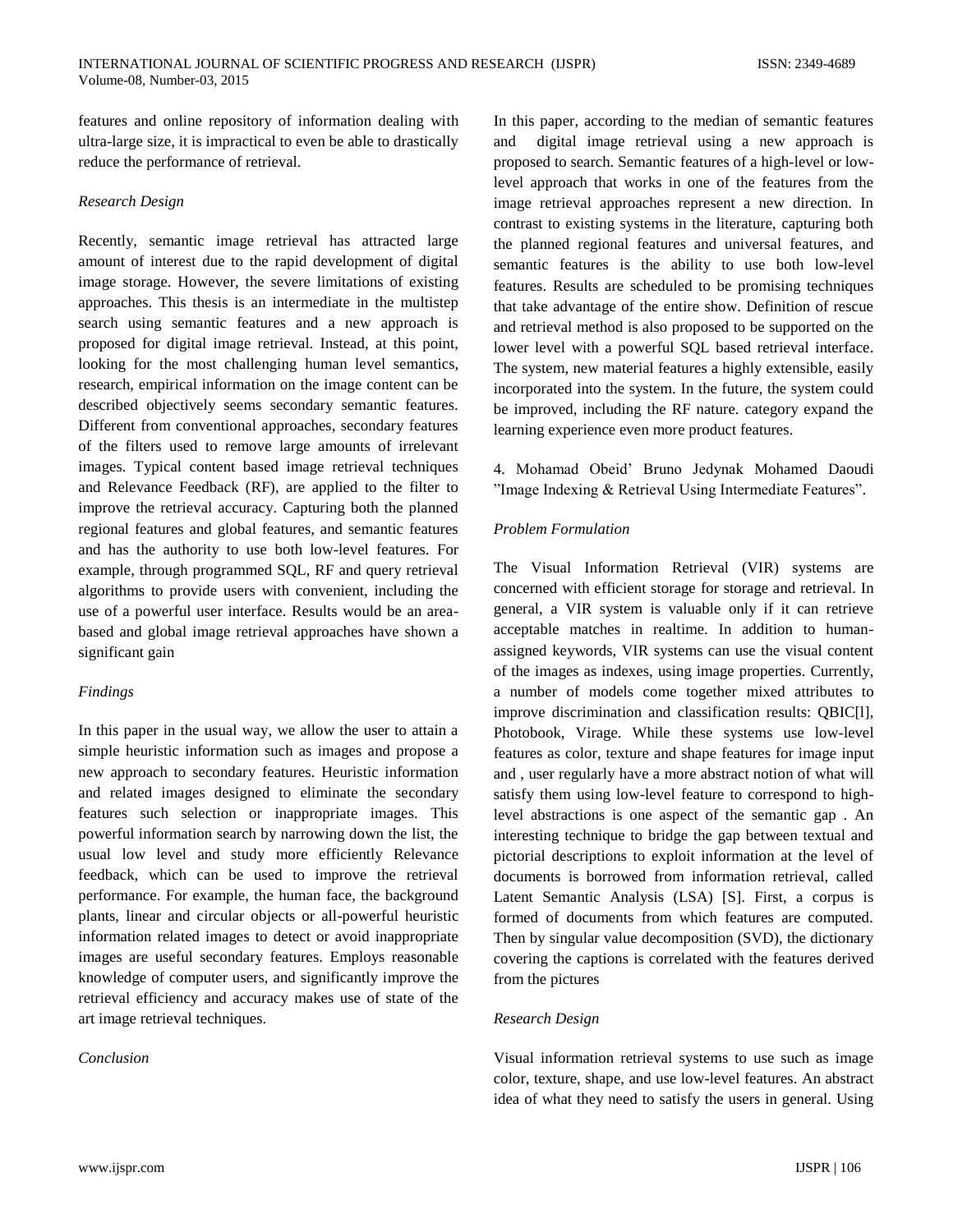features and online repository of information dealing with ultra-large size, it is impractical to even be able to drastically reduce the performance of retrieval.

*Research Design*

Recently, semantic image retrieval has attracted large amount of interest due to the rapid development of digital image storage. However, the severe limitations of existing approaches. This thesis is an intermediate in the multistep search using semantic features and a new approach is proposed for digital image retrieval. Instead, at this point, looking for the most challenging human level semantics, research, empirical information on the image content can be described objectively seems secondary semantic features. Different from conventional approaches, secondary features of the filters used to remove large amounts of irrelevant images. Typical content based image retrieval techniques and Relevance Feedback (RF), are applied to the filter to improve the retrieval accuracy. Capturing both the planned regional features and global features, and semantic features and has the authority to use both low-level features. For example, through programmed SQL, RF and query retrieval algorithms to provide users with convenient, including the use of a powerful user interface. Results would be an area-based and global image retrieval approaches have shown a significant gain

*Findings*

In this paper in the usual way, we allow the user to attain a simple heuristic information such as images and propose a new approach to secondary features. Heuristic information and related images designed to eliminate the secondary features such selection or inappropriate images. This powerful information search by narrowing down the list, the usual low level and study more efficiently Relevance feedback, which can be used to improve the retrieval performance. For example, the human face, the background plants, linear and circular objects or all-powerful heuristic information related images to detect or avoid inappropriate images are useful secondary features. Employs reasonable knowledge of computer users, and significantly improve the retrieval efficiency and accuracy makes use of state of the art image retrieval techniques.

*Conclusion*

In this paper, according to the median of semantic features and digital image retrieval using a new approach is proposed to search. Semantic features of a high-level or low-level approach that works in one of the features from the image retrieval approaches represent a new direction. In contrast to existing systems in the literature, capturing both the planned regional features and universal features, and semantic features is the ability to use both low-level features. Results are scheduled to be promising techniques that take advantage of the entire show. Definition of rescue and retrieval method is also proposed to be supported on the lower level with a powerful SQL based retrieval interface. The system, new material features a highly extensible, easily incorporated into the system. In the future, the system could be improved, including the RF nature. category expand the learning experience even more product features.

4. Mohamad Obeid' Bruno Jedynak Mohamed Daoudi "Image Indexing & Retrieval Using Intermediate Features".

*Problem Formulation*

The Visual Information Retrieval (VIR) systems are concerned with efficient storage for storage and retrieval. In general, a VIR system is valuable only if it can retrieve acceptable matches in realtime. In addition to human-assigned keywords, VIR systems can use the visual content of the images as indexes, using image properties. Currently, a number of models come together mixed attributes to improve discrimination and classification results: QBIC[l], Photobook, Virage. While these systems use low-level features as color, texture and shape features for image input and , user regularly have a more abstract notion of what will satisfy them using low-level feature to correspond to high-level abstractions is one aspect of the semantic gap . An interesting technique to bridge the gap between textual and pictorial descriptions to exploit information at the level of documents is borrowed from information retrieval, called Latent Semantic Analysis (LSA) [S]. First, a corpus is formed of documents from which features are computed. Then by singular value decomposition (SVD), the dictionary covering the captions is correlated with the features derived from the pictures

*Research Design*

Visual information retrieval systems to use such as image color, texture, shape, and use low-level features. An abstract idea of what they need to satisfy the users in general. Using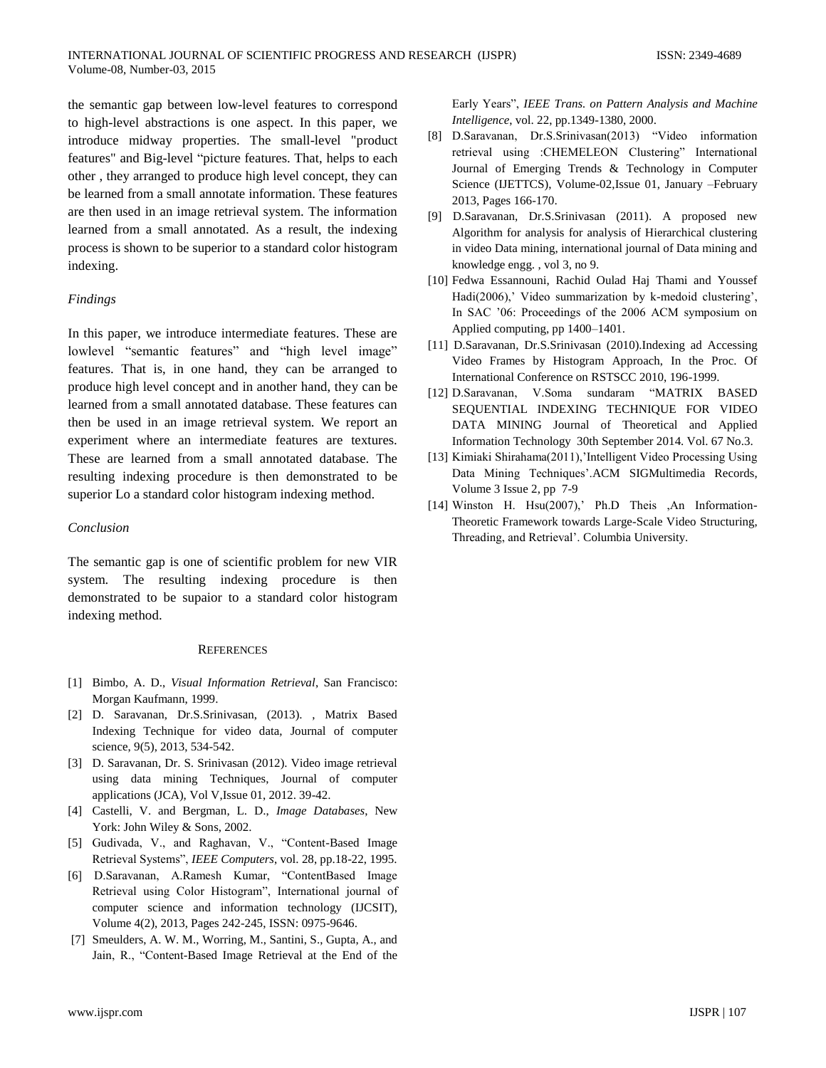the semantic gap between low-level features to correspond to high-level abstractions is one aspect. In this paper, we introduce midway properties. The small-level "product features" and Big-level "picture features. That, helps to each other , they arranged to produce high level concept, they can be learned from a small annotate information. These features are then used in an image retrieval system. The information learned from a small annotated. As a result, the indexing process is shown to be superior to a standard color histogram indexing.

*Findings*

In this paper, we introduce intermediate features. These are lowlevel "semantic features" and "high level image" features. That is, in one hand, they can be arranged to produce high level concept and in another hand, they can be learned from a small annotated database. These features can then be used in an image retrieval system. We report an experiment where an intermediate features are textures. These are learned from a small annotated database. The resulting indexing procedure is then demonstrated to be superior Lo a standard color histogram indexing method.

*Conclusion*

The semantic gap is one of scientific problem for new VIR system. The resulting indexing procedure is then demonstrated to be supaior to a standard color histogram indexing method.

## REFERENCES

[1] Bimbo, A. D., *Visual Information Retrieval*, San Francisco: Morgan Kaufmann, 1999.

[2] D. Saravanan, Dr.S.Srinivasan, (2013). , Matrix Based Indexing Technique for video data, Journal of computer science, 9(5), 2013, 534-542.

[3] D. Saravanan, Dr. S. Srinivasan (2012). Video image retrieval using data mining Techniques, Journal of computer applications (JCA), Vol V,Issue 01, 2012. 39-42.

[4] Castelli, V. and Bergman, L. D., *Image Databases*, New York: John Wiley & Sons, 2002.

[5] Gudivada, V., and Raghavan, V., "Content-Based Image Retrieval Systems", *IEEE Computers*, vol. 28, pp.18-22, 1995.

[6] D.Saravanan, A.Ramesh Kumar, "ContentBased Image Retrieval using Color Histogram", International journal of computer science and information technology (IJCSIT), Volume 4(2), 2013, Pages 242-245, ISSN: 0975-9646.

[7] Smeulders, A. W. M., Worring, M., Santini, S., Gupta, A., and Jain, R., "Content-Based Image Retrieval at the End of the Early Years", *IEEE Trans. on Pattern Analysis and Machine Intelligence*, vol. 22, pp.1349-1380, 2000.

[8] D.Saravanan, Dr.S.Srinivasan(2013) "Video information retrieval using :CHEMELEON Clustering" International Journal of Emerging Trends & Technology in Computer Science (IJETTCS), Volume-02,Issue 01, January –February 2013, Pages 166-170.

[9] D.Saravanan, Dr.S.Srinivasan (2011). A proposed new Algorithm for analysis for analysis of Hierarchical clustering in video Data mining, international journal of Data mining and knowledge engg. , vol 3, no 9.

[10] Fedwa Essannouni, Rachid Oulad Haj Thami and Youssef Hadi(2006),' Video summarization by k-medoid clustering', In SAC '06: Proceedings of the 2006 ACM symposium on Applied computing, pp 1400–1401.

[11] D.Saravanan, Dr.S.Srinivasan (2010).Indexing ad Accessing Video Frames by Histogram Approach, In the Proc. Of International Conference on RSTSCC 2010, 196-1999.

[12] D.Saravanan, V.Soma sundaram "MATRIX BASED SEQUENTIAL INDEXING TECHNIQUE FOR VIDEO DATA MINING Journal of Theoretical and Applied Information Technology 30th September 2014. Vol. 67 No.3.

[13] Kimiaki Shirahama(2011),'Intelligent Video Processing Using Data Mining Techniques'.ACM SIGMultimedia Records, Volume 3 Issue 2, pp 7-9

[14] Winston H. Hsu(2007),' Ph.D Theis ,An Information-Theoretic Framework towards Large-Scale Video Structuring, Threading, and Retrieval'. Columbia University.